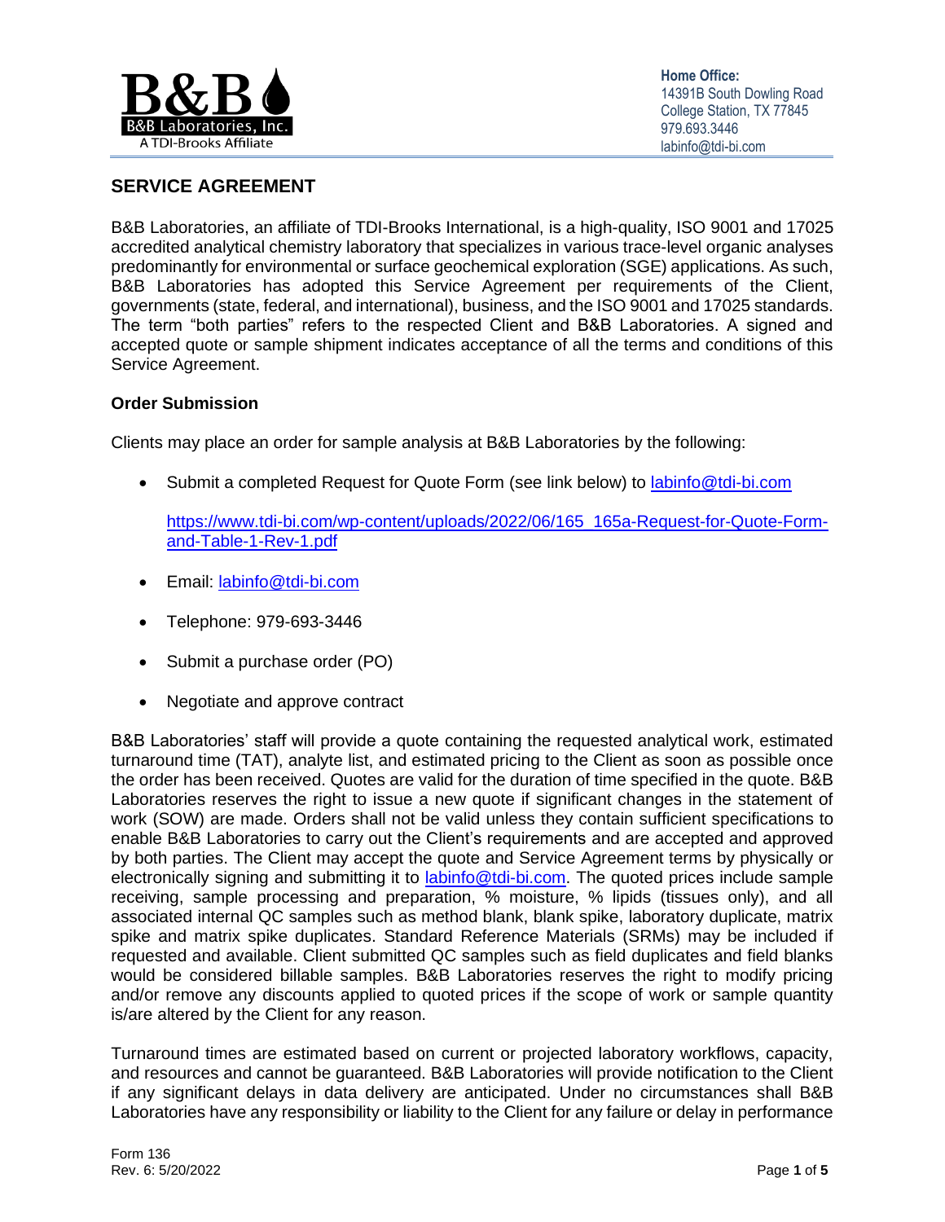**Home Office:**
14391B South Dowling Road
College Station, TX 77845
979.693.3446
labinfo@tdi-bi.com

## SERVICE AGREEMENT

B&B Laboratories, an affiliate of TDI-Brooks International, is a high-quality, ISO 9001 and 17025 accredited analytical chemistry laboratory that specializes in various trace-level organic analyses predominantly for environmental or surface geochemical exploration (SGE) applications. As such, B&B Laboratories has adopted this Service Agreement per requirements of the Client, governments (state, federal, and international), business, and the ISO 9001 and 17025 standards. The term "both parties" refers to the respected Client and B&B Laboratories. A signed and accepted quote or sample shipment indicates acceptance of all the terms and conditions of this Service Agreement.

### Order Submission

Clients may place an order for sample analysis at B&B Laboratories by the following:

- Submit a completed Request for Quote Form (see link below) to labinfo@tdi-bi.com

  https://www.tdi-bi.com/wp-content/uploads/2022/06/165_165a-Request-for-Quote-Form-and-Table-1-Rev-1.pdf

- Email: labinfo@tdi-bi.com
- Telephone: 979-693-3446
- Submit a purchase order (PO)
- Negotiate and approve contract

B&B Laboratories' staff will provide a quote containing the requested analytical work, estimated turnaround time (TAT), analyte list, and estimated pricing to the Client as soon as possible once the order has been received. Quotes are valid for the duration of time specified in the quote. B&B Laboratories reserves the right to issue a new quote if significant changes in the statement of work (SOW) are made. Orders shall not be valid unless they contain sufficient specifications to enable B&B Laboratories to carry out the Client's requirements and are accepted and approved by both parties. The Client may accept the quote and Service Agreement terms by physically or electronically signing and submitting it to labinfo@tdi-bi.com. The quoted prices include sample receiving, sample processing and preparation, % moisture, % lipids (tissues only), and all associated internal QC samples such as method blank, blank spike, laboratory duplicate, matrix spike and matrix spike duplicates. Standard Reference Materials (SRMs) may be included if requested and available. Client submitted QC samples such as field duplicates and field blanks would be considered billable samples. B&B Laboratories reserves the right to modify pricing and/or remove any discounts applied to quoted prices if the scope of work or sample quantity is/are altered by the Client for any reason.

Turnaround times are estimated based on current or projected laboratory workflows, capacity, and resources and cannot be guaranteed. B&B Laboratories will provide notification to the Client if any significant delays in data delivery are anticipated. Under no circumstances shall B&B Laboratories have any responsibility or liability to the Client for any failure or delay in performance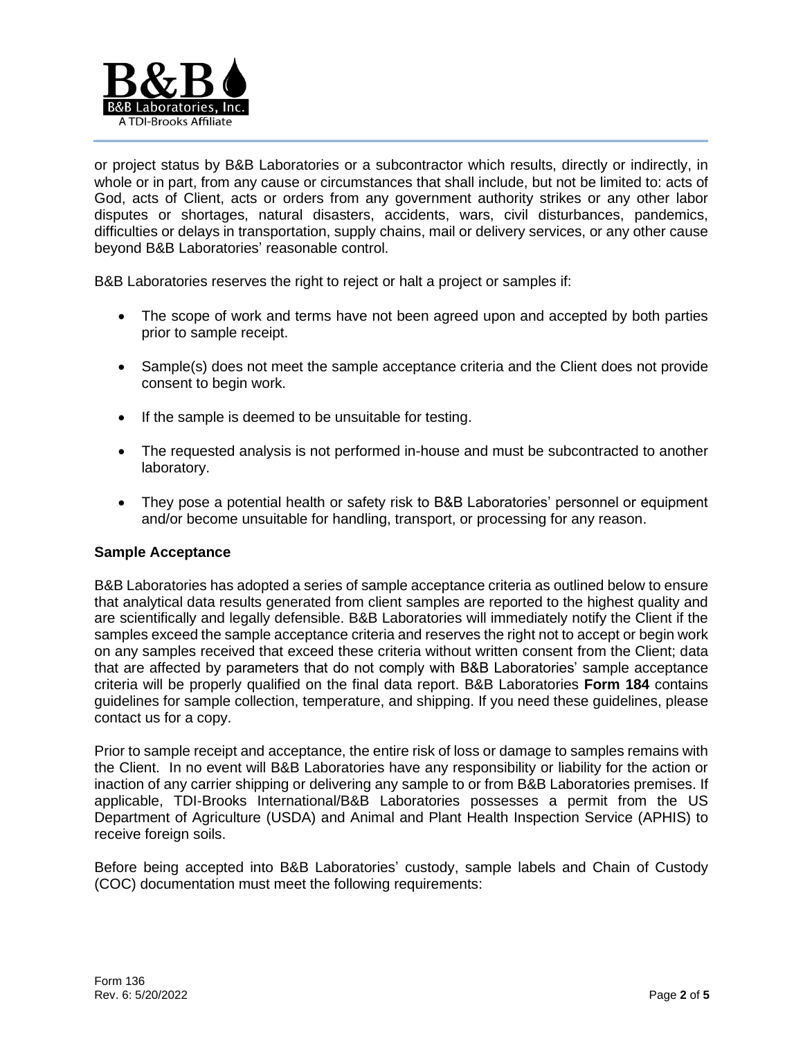or project status by B&B Laboratories or a subcontractor which results, directly or indirectly, in whole or in part, from any cause or circumstances that shall include, but not be limited to: acts of God, acts of Client, acts or orders from any government authority strikes or any other labor disputes or shortages, natural disasters, accidents, wars, civil disturbances, pandemics, difficulties or delays in transportation, supply chains, mail or delivery services, or any other cause beyond B&B Laboratories' reasonable control.

B&B Laboratories reserves the right to reject or halt a project or samples if:

- The scope of work and terms have not been agreed upon and accepted by both parties prior to sample receipt.
- Sample(s) does not meet the sample acceptance criteria and the Client does not provide consent to begin work.
- If the sample is deemed to be unsuitable for testing.
- The requested analysis is not performed in-house and must be subcontracted to another laboratory.
- They pose a potential health or safety risk to B&B Laboratories' personnel or equipment and/or become unsuitable for handling, transport, or processing for any reason.

### Sample Acceptance

B&B Laboratories has adopted a series of sample acceptance criteria as outlined below to ensure that analytical data results generated from client samples are reported to the highest quality and are scientifically and legally defensible. B&B Laboratories will immediately notify the Client if the samples exceed the sample acceptance criteria and reserves the right not to accept or begin work on any samples received that exceed these criteria without written consent from the Client; data that are affected by parameters that do not comply with B&B Laboratories' sample acceptance criteria will be properly qualified on the final data report. B&B Laboratories **Form 184** contains guidelines for sample collection, temperature, and shipping. If you need these guidelines, please contact us for a copy.

Prior to sample receipt and acceptance, the entire risk of loss or damage to samples remains with the Client. In no event will B&B Laboratories have any responsibility or liability for the action or inaction of any carrier shipping or delivering any sample to or from B&B Laboratories premises. If applicable, TDI-Brooks International/B&B Laboratories possesses a permit from the US Department of Agriculture (USDA) and Animal and Plant Health Inspection Service (APHIS) to receive foreign soils.

Before being accepted into B&B Laboratories' custody, sample labels and Chain of Custody (COC) documentation must meet the following requirements: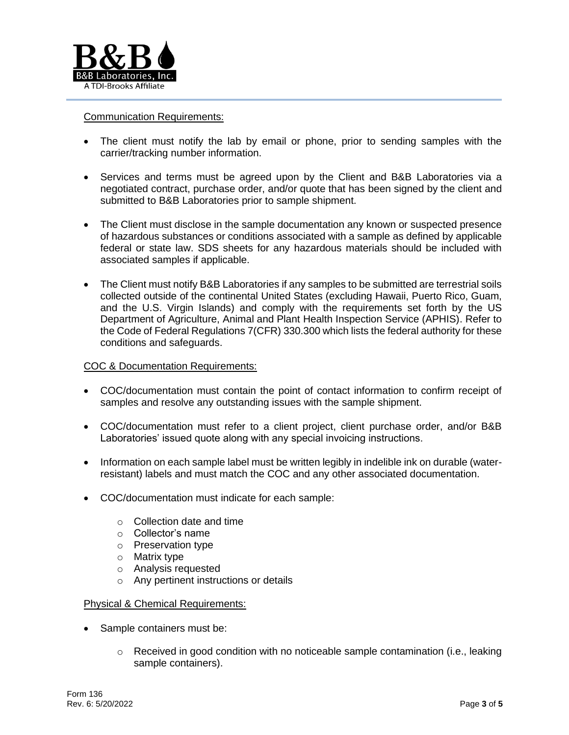Communication Requirements:

- The client must notify the lab by email or phone, prior to sending samples with the carrier/tracking number information.
- Services and terms must be agreed upon by the Client and B&B Laboratories via a negotiated contract, purchase order, and/or quote that has been signed by the client and submitted to B&B Laboratories prior to sample shipment.
- The Client must disclose in the sample documentation any known or suspected presence of hazardous substances or conditions associated with a sample as defined by applicable federal or state law. SDS sheets for any hazardous materials should be included with associated samples if applicable.
- The Client must notify B&B Laboratories if any samples to be submitted are terrestrial soils collected outside of the continental United States (excluding Hawaii, Puerto Rico, Guam, and the U.S. Virgin Islands) and comply with the requirements set forth by the US Department of Agriculture, Animal and Plant Health Inspection Service (APHIS). Refer to the Code of Federal Regulations 7(CFR) 330.300 which lists the federal authority for these conditions and safeguards.

COC & Documentation Requirements:

- COC/documentation must contain the point of contact information to confirm receipt of samples and resolve any outstanding issues with the sample shipment.
- COC/documentation must refer to a client project, client purchase order, and/or B&B Laboratories' issued quote along with any special invoicing instructions.
- Information on each sample label must be written legibly in indelible ink on durable (water-resistant) labels and must match the COC and any other associated documentation.
- COC/documentation must indicate for each sample:
  - Collection date and time
  - Collector's name
  - Preservation type
  - Matrix type
  - Analysis requested
  - Any pertinent instructions or details

Physical & Chemical Requirements:

- Sample containers must be:
  - Received in good condition with no noticeable sample contamination (i.e., leaking sample containers).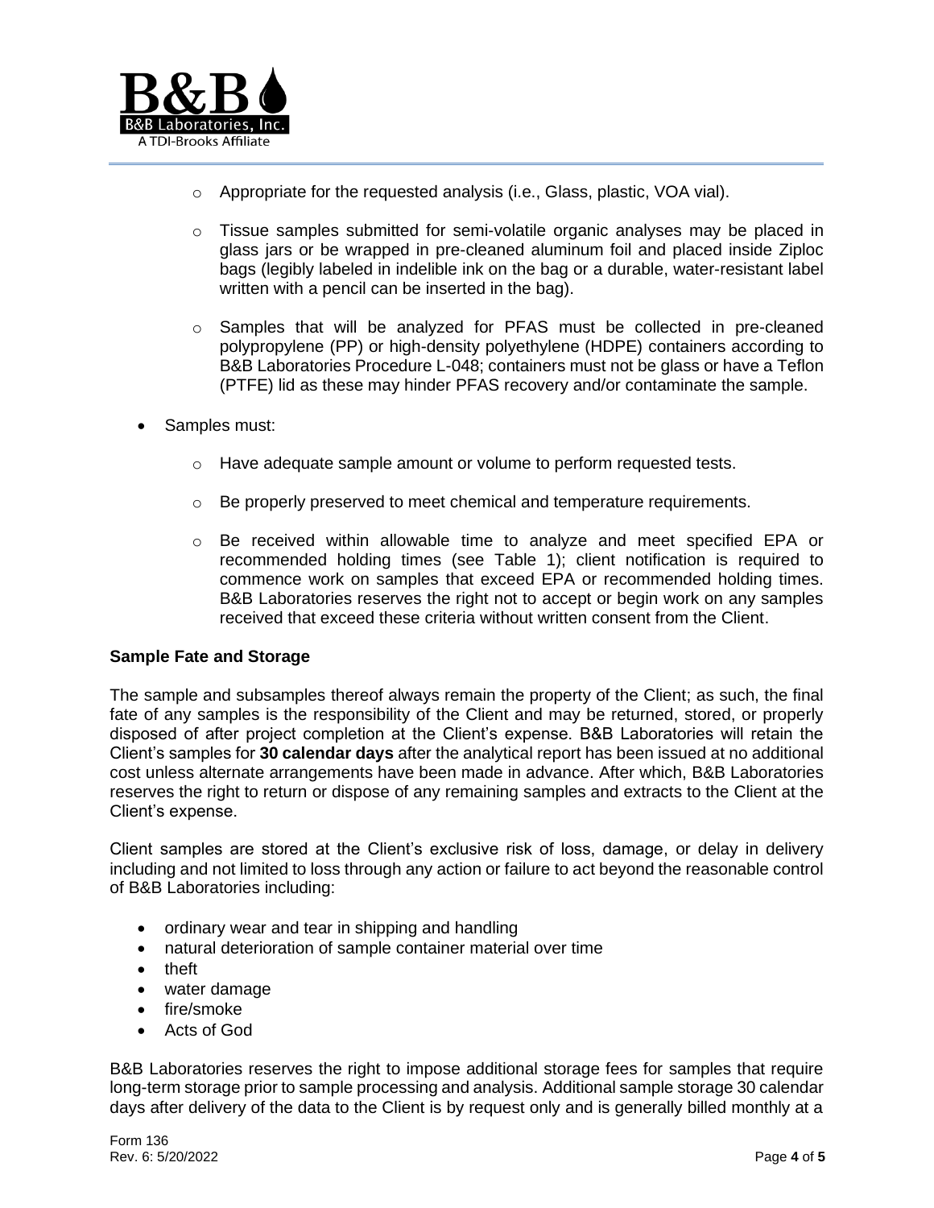- Appropriate for the requested analysis (i.e., Glass, plastic, VOA vial).
  - Tissue samples submitted for semi-volatile organic analyses may be placed in glass jars or be wrapped in pre-cleaned aluminum foil and placed inside Ziploc bags (legibly labeled in indelible ink on the bag or a durable, water-resistant label written with a pencil can be inserted in the bag).
  - Samples that will be analyzed for PFAS must be collected in pre-cleaned polypropylene (PP) or high-density polyethylene (HDPE) containers according to B&B Laboratories Procedure L-048; containers must not be glass or have a Teflon (PTFE) lid as these may hinder PFAS recovery and/or contaminate the sample.

- Samples must:
  - Have adequate sample amount or volume to perform requested tests.
  - Be properly preserved to meet chemical and temperature requirements.
  - Be received within allowable time to analyze and meet specified EPA or recommended holding times (see Table 1); client notification is required to commence work on samples that exceed EPA or recommended holding times. B&B Laboratories reserves the right not to accept or begin work on any samples received that exceed these criteria without written consent from the Client.

**Sample Fate and Storage**

The sample and subsamples thereof always remain the property of the Client; as such, the final fate of any samples is the responsibility of the Client and may be returned, stored, or properly disposed of after project completion at the Client's expense. B&B Laboratories will retain the Client's samples for **30 calendar days** after the analytical report has been issued at no additional cost unless alternate arrangements have been made in advance. After which, B&B Laboratories reserves the right to return or dispose of any remaining samples and extracts to the Client at the Client's expense.

Client samples are stored at the Client's exclusive risk of loss, damage, or delay in delivery including and not limited to loss through any action or failure to act beyond the reasonable control of B&B Laboratories including:

- ordinary wear and tear in shipping and handling
- natural deterioration of sample container material over time
- theft
- water damage
- fire/smoke
- Acts of God

B&B Laboratories reserves the right to impose additional storage fees for samples that require long-term storage prior to sample processing and analysis. Additional sample storage 30 calendar days after delivery of the data to the Client is by request only and is generally billed monthly at a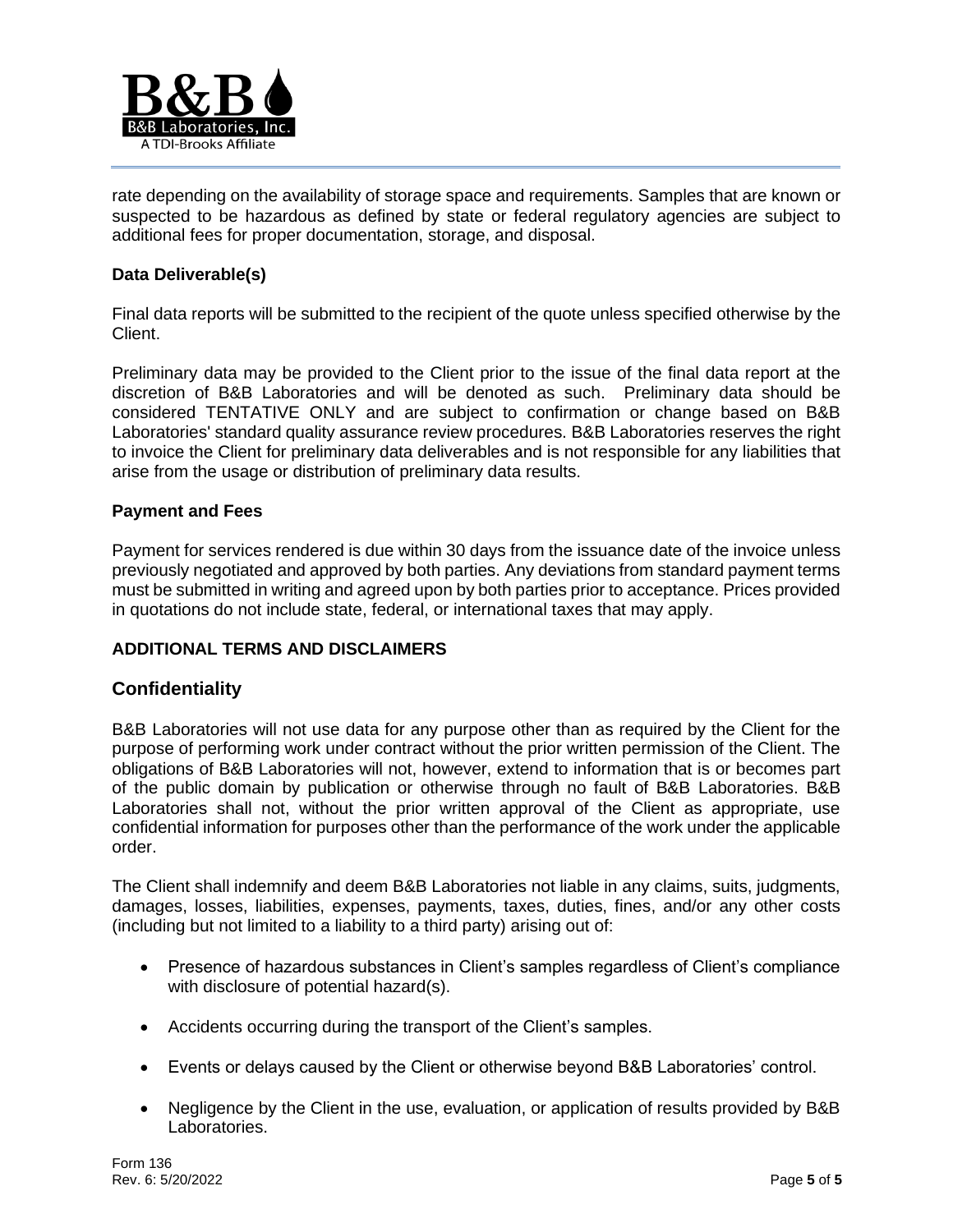rate depending on the availability of storage space and requirements. Samples that are known or suspected to be hazardous as defined by state or federal regulatory agencies are subject to additional fees for proper documentation, storage, and disposal.

**Data Deliverable(s)**

Final data reports will be submitted to the recipient of the quote unless specified otherwise by the Client.

Preliminary data may be provided to the Client prior to the issue of the final data report at the discretion of B&B Laboratories and will be denoted as such. Preliminary data should be considered TENTATIVE ONLY and are subject to confirmation or change based on B&B Laboratories' standard quality assurance review procedures. B&B Laboratories reserves the right to invoice the Client for preliminary data deliverables and is not responsible for any liabilities that arise from the usage or distribution of preliminary data results.

**Payment and Fees**

Payment for services rendered is due within 30 days from the issuance date of the invoice unless previously negotiated and approved by both parties. Any deviations from standard payment terms must be submitted in writing and agreed upon by both parties prior to acceptance. Prices provided in quotations do not include state, federal, or international taxes that may apply.

**ADDITIONAL TERMS AND DISCLAIMERS**

## Confidentiality

B&B Laboratories will not use data for any purpose other than as required by the Client for the purpose of performing work under contract without the prior written permission of the Client. The obligations of B&B Laboratories will not, however, extend to information that is or becomes part of the public domain by publication or otherwise through no fault of B&B Laboratories. B&B Laboratories shall not, without the prior written approval of the Client as appropriate, use confidential information for purposes other than the performance of the work under the applicable order.

The Client shall indemnify and deem B&B Laboratories not liable in any claims, suits, judgments, damages, losses, liabilities, expenses, payments, taxes, duties, fines, and/or any other costs (including but not limited to a liability to a third party) arising out of:

- Presence of hazardous substances in Client's samples regardless of Client's compliance with disclosure of potential hazard(s).
- Accidents occurring during the transport of the Client's samples.
- Events or delays caused by the Client or otherwise beyond B&B Laboratories' control.
- Negligence by the Client in the use, evaluation, or application of results provided by B&B Laboratories.

Form 136
Rev. 6: 5/20/2022